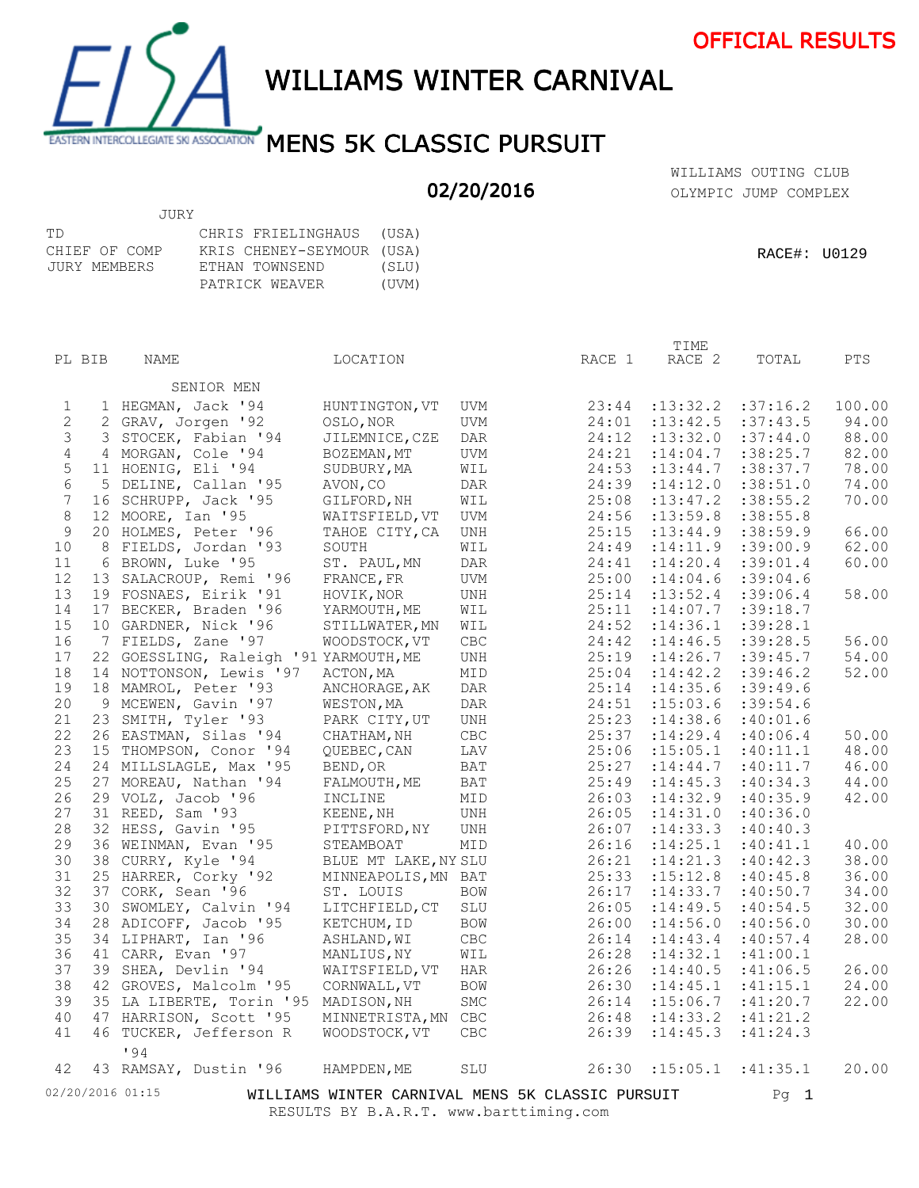OFFICIAL RESULTS

# WILLIAMS WINTER CARNIVAL

## MENS 5K CLASSIC PURSUIT

**02/20/2016**

WILLIAMS OUTING CLUB
OLYMPIC JUMP COMPLEX

JURY

| | | |
|---|---|---|
| TD | CHRIS FRIELINGHAUS | (USA) |
| CHIEF OF COMP | KRIS CHENEY-SEYMOUR | (USA) |
| JURY MEMBERS | ETHAN TOWNSEND | (SLU) |
| | PATRICK WEAVER | (UVM) |

RACE#: U0129

| PL | BIB | NAME | LOCATION | | RACE 1 | RACE 2 | TOTAL | PTS |
|---|---|---|---|---|---|---|---|---|
| | | SENIOR MEN | | | | | | |
| 1 | 1 | HEGMAN, Jack '94 | HUNTINGTON,VT | UVM | 23:44 | :13:32.2 | :37:16.2 | 100.00 |
| 2 | 2 | GRAV, Jorgen '92 | OSLO,NOR | UVM | 24:01 | :13:42.5 | :37:43.5 | 94.00 |
| 3 | 3 | STOCEK, Fabian '94 | JILEMNICE,CZE | DAR | 24:12 | :13:32.0 | :37:44.0 | 88.00 |
| 4 | 4 | MORGAN, Cole '94 | BOZEMAN,MT | UVM | 24:21 | :14:04.7 | :38:25.7 | 82.00 |
| 5 | 11 | HOENIG, Eli '94 | SUDBURY,MA | WIL | 24:53 | :13:44.7 | :38:37.7 | 78.00 |
| 6 | 5 | DELINE, Callan '95 | AVON,CO | DAR | 24:39 | :14:12.0 | :38:51.0 | 74.00 |
| 7 | 16 | SCHRUPP, Jack '95 | GILFORD,NH | WIL | 25:08 | :13:47.2 | :38:55.2 | 70.00 |
| 8 | 12 | MOORE, Ian '95 | WAITSFIELD,VT | UVM | 24:56 | :13:59.8 | :38:55.8 | |
| 9 | 20 | HOLMES, Peter '96 | TAHOE CITY,CA | UNH | 25:15 | :13:44.9 | :38:59.9 | 66.00 |
| 10 | 8 | FIELDS, Jordan '93 | SOUTH | WIL | 24:49 | :14:11.9 | :39:00.9 | 62.00 |
| 11 | 6 | BROWN, Luke '95 | ST. PAUL,MN | DAR | 24:41 | :14:20.4 | :39:01.4 | 60.00 |
| 12 | 13 | SALACROUP, Remi '96 | FRANCE,FR | UVM | 25:00 | :14:04.6 | :39:04.6 | |
| 13 | 19 | FOSNAES, Eirik '91 | HOVIK,NOR | UNH | 25:14 | :13:52.4 | :39:06.4 | 58.00 |
| 14 | 17 | BECKER, Braden '96 | YARMOUTH,ME | WIL | 25:11 | :14:07.7 | :39:18.7 | |
| 15 | 10 | GARDNER, Nick '96 | STILLWATER,MN | WIL | 24:52 | :14:36.1 | :39:28.1 | |
| 16 | 7 | FIELDS, Zane '97 | WOODSTOCK,VT | CBC | 24:42 | :14:46.5 | :39:28.5 | 56.00 |
| 17 | 22 | GOESSLING, Raleigh '91 | YARMOUTH,ME | UNH | 25:19 | :14:26.7 | :39:45.7 | 54.00 |
| 18 | 14 | NOTTONSON, Lewis '97 | ACTON,MA | MID | 25:04 | :14:42.2 | :39:46.2 | 52.00 |
| 19 | 18 | MAMROL, Peter '93 | ANCHORAGE,AK | DAR | 25:14 | :14:35.6 | :39:49.6 | |
| 20 | 9 | MCEWEN, Gavin '97 | WESTON,MA | DAR | 24:51 | :15:03.6 | :39:54.6 | |
| 21 | 23 | SMITH, Tyler '93 | PARK CITY,UT | UNH | 25:23 | :14:38.6 | :40:01.6 | |
| 22 | 26 | EASTMAN, Silas '94 | CHATHAM,NH | CBC | 25:37 | :14:29.4 | :40:06.4 | 50.00 |
| 23 | 15 | THOMPSON, Conor '94 | QUEBEC,CAN | LAV | 25:06 | :15:05.1 | :40:11.1 | 48.00 |
| 24 | 24 | MILLSLAGLE, Max '95 | BEND,OR | BAT | 25:27 | :14:44.7 | :40:11.7 | 46.00 |
| 25 | 27 | MOREAU, Nathan '94 | FALMOUTH,ME | BAT | 25:49 | :14:45.3 | :40:34.3 | 44.00 |
| 26 | 29 | VOLZ, Jacob '96 | INCLINE | MID | 26:03 | :14:32.9 | :40:35.9 | 42.00 |
| 27 | 31 | REED, Sam '93 | KEENE,NH | UNH | 26:05 | :14:31.0 | :40:36.0 | |
| 28 | 32 | HESS, Gavin '95 | PITTSFORD,NY | UNH | 26:07 | :14:33.3 | :40:40.3 | |
| 29 | 36 | WEINMAN, Evan '95 | STEAMBOAT | MID | 26:16 | :14:25.1 | :40:41.1 | 40.00 |
| 30 | 38 | CURRY, Kyle '94 | BLUE MT LAKE,NY | SLU | 26:21 | :14:21.3 | :40:42.3 | 38.00 |
| 31 | 25 | HARRER, Corky '92 | MINNEAPOLIS,MN | BAT | 25:33 | :15:12.8 | :40:45.8 | 36.00 |
| 32 | 37 | CORK, Sean '96 | ST. LOUIS | BOW | 26:17 | :14:33.7 | :40:50.7 | 34.00 |
| 33 | 30 | SWOMLEY, Calvin '94 | LITCHFIELD,CT | SLU | 26:05 | :14:49.5 | :40:54.5 | 32.00 |
| 34 | 28 | ADICOFF, Jacob '95 | KETCHUM,ID | BOW | 26:00 | :14:56.0 | :40:56.0 | 30.00 |
| 35 | 34 | LIPHART, Ian '96 | ASHLAND,WI | CBC | 26:14 | :14:43.4 | :40:57.4 | 28.00 |
| 36 | 41 | CARR, Evan '97 | MANLIUS,NY | WIL | 26:28 | :14:32.1 | :41:00.1 | |
| 37 | 39 | SHEA, Devlin '94 | WAITSFIELD,VT | HAR | 26:26 | :14:40.5 | :41:06.5 | 26.00 |
| 38 | 42 | GROVES, Malcolm '95 | CORNWALL,VT | BOW | 26:30 | :14:45.1 | :41:15.1 | 24.00 |
| 39 | 35 | LA LIBERTE, Torin '95 | MADISON,NH | SMC | 26:14 | :15:06.7 | :41:20.7 | 22.00 |
| 40 | 47 | HARRISON, Scott '95 | MINNETRISTA,MN | CBC | 26:48 | :14:33.2 | :41:21.2 | |
| 41 | 46 | TUCKER, Jefferson R '94 | WOODSTOCK,VT | CBC | 26:39 | :14:45.3 | :41:24.3 | |
| 42 | 43 | RAMSAY, Dustin '96 | HAMPDEN,ME | SLU | 26:30 | :15:05.1 | :41:35.1 | 20.00 |

02/20/2016 01:15 WILLIAMS WINTER CARNIVAL MENS 5K CLASSIC PURSUIT
RESULTS BY B.A.R.T. www.barttiming.com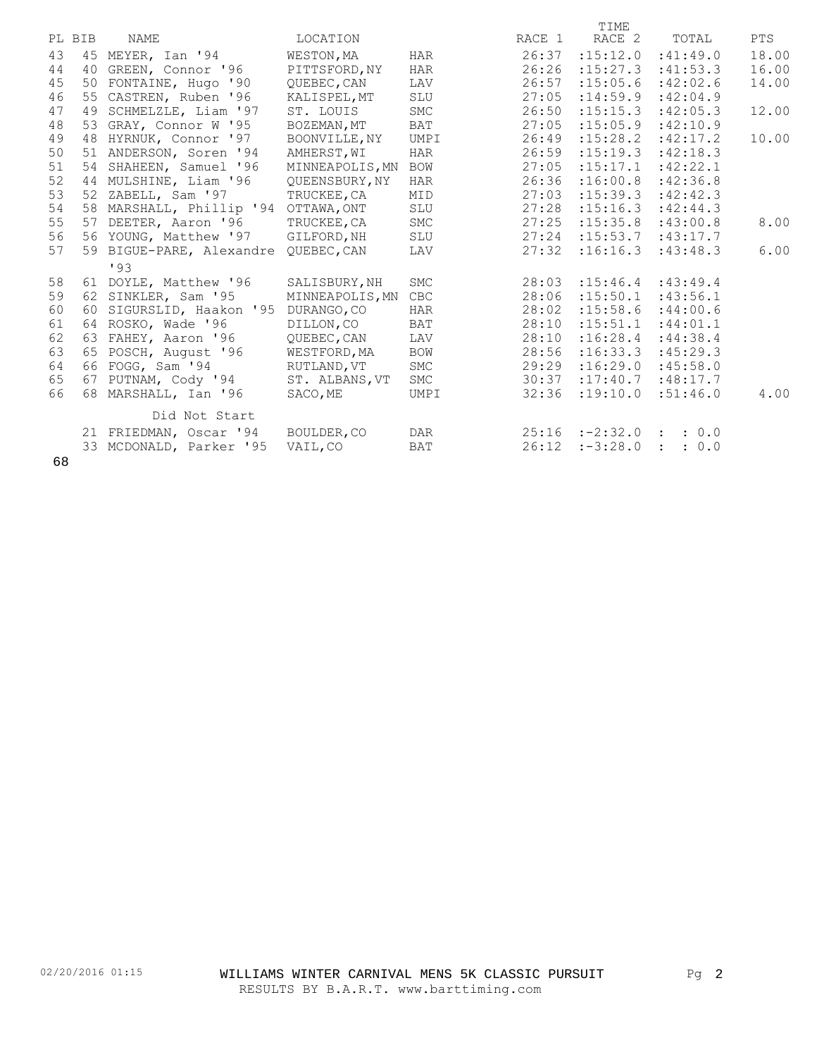| PL | BIB | NAME | LOCATION | | RACE 1 | RACE 2 | TOTAL | PTS |
|---|---|---|---|---|---|---|---|---|
| | | | | | | TIME | | |
| 43 | 45 | MEYER, Ian '94 | WESTON,MA | HAR | 26:37 | :15:12.0 | :41:49.0 | 18.00 |
| 44 | 40 | GREEN, Connor '96 | PITTSFORD,NY | HAR | 26:26 | :15:27.3 | :41:53.3 | 16.00 |
| 45 | 50 | FONTAINE, Hugo '90 | QUEBEC,CAN | LAV | 26:57 | :15:05.6 | :42:02.6 | 14.00 |
| 46 | 55 | CASTREN, Ruben '96 | KALISPEL,MT | SLU | 27:05 | :14:59.9 | :42:04.9 | |
| 47 | 49 | SCHMELZLE, Liam '97 | ST. LOUIS | SMC | 26:50 | :15:15.3 | :42:05.3 | 12.00 |
| 48 | 53 | GRAY, Connor W '95 | BOZEMAN,MT | BAT | 27:05 | :15:05.9 | :42:10.9 | |
| 49 | 48 | HYRNUK, Connor '97 | BOONVILLE,NY | UMPI | 26:49 | :15:28.2 | :42:17.2 | 10.00 |
| 50 | 51 | ANDERSON, Soren '94 | AMHERST,WI | HAR | 26:59 | :15:19.3 | :42:18.3 | |
| 51 | 54 | SHAHEEN, Samuel '96 | MINNEAPOLIS,MN | BOW | 27:05 | :15:17.1 | :42:22.1 | |
| 52 | 44 | MULSHINE, Liam '96 | QUEENSBURY,NY | HAR | 26:36 | :16:00.8 | :42:36.8 | |
| 53 | 52 | ZABELL, Sam '97 | TRUCKEE,CA | MID | 27:03 | :15:39.3 | :42:42.3 | |
| 54 | 58 | MARSHALL, Phillip '94 | OTTAWA,ONT | SLU | 27:28 | :15:16.3 | :42:44.3 | |
| 55 | 57 | DEETER, Aaron '96 | TRUCKEE,CA | SMC | 27:25 | :15:35.8 | :43:00.8 | 8.00 |
| 56 | 56 | YOUNG, Matthew '97 | GILFORD,NH | SLU | 27:24 | :15:53.7 | :43:17.7 | |
| 57 | 59 | BIGUE-PARE, Alexandre '93 | QUEBEC,CAN | LAV | 27:32 | :16:16.3 | :43:48.3 | 6.00 |
| 58 | 61 | DOYLE, Matthew '96 | SALISBURY,NH | SMC | 28:03 | :15:46.4 | :43:49.4 | |
| 59 | 62 | SINKLER, Sam '95 | MINNEAPOLIS,MN | CBC | 28:06 | :15:50.1 | :43:56.1 | |
| 60 | 60 | SIGURSLID, Haakon '95 | DURANGO,CO | HAR | 28:02 | :15:58.6 | :44:00.6 | |
| 61 | 64 | ROSKO, Wade '96 | DILLON,CO | BAT | 28:10 | :15:51.1 | :44:01.1 | |
| 62 | 63 | FAHEY, Aaron '96 | QUEBEC,CAN | LAV | 28:10 | :16:28.4 | :44:38.4 | |
| 63 | 65 | POSCH, August '96 | WESTFORD,MA | BOW | 28:56 | :16:33.3 | :45:29.3 | |
| 64 | 66 | FOGG, Sam '94 | RUTLAND,VT | SMC | 29:29 | :16:29.0 | :45:58.0 | |
| 65 | 67 | PUTNAM, Cody '94 | ST. ALBANS,VT | SMC | 30:37 | :17:40.7 | :48:17.7 | |
| 66 | 68 | MARSHALL, Ian '96 | SACO,ME | UMPI | 32:36 | :19:10.0 | :51:46.0 | 4.00 |
| | | Did Not Start | | | | | | |
| | 21 | FRIEDMAN, Oscar '94 | BOULDER,CO | DAR | 25:16 | :-2:32.0 | : : 0.0 | |
| | 33 | MCDONALD, Parker '95 | VAIL,CO | BAT | 26:12 | :-3:28.0 | : : 0.0 | |

68

02/20/2016 01:15

WILLIAMS WINTER CARNIVAL MENS 5K CLASSIC PURSUIT

RESULTS BY B.A.R.T. www.barttiming.com